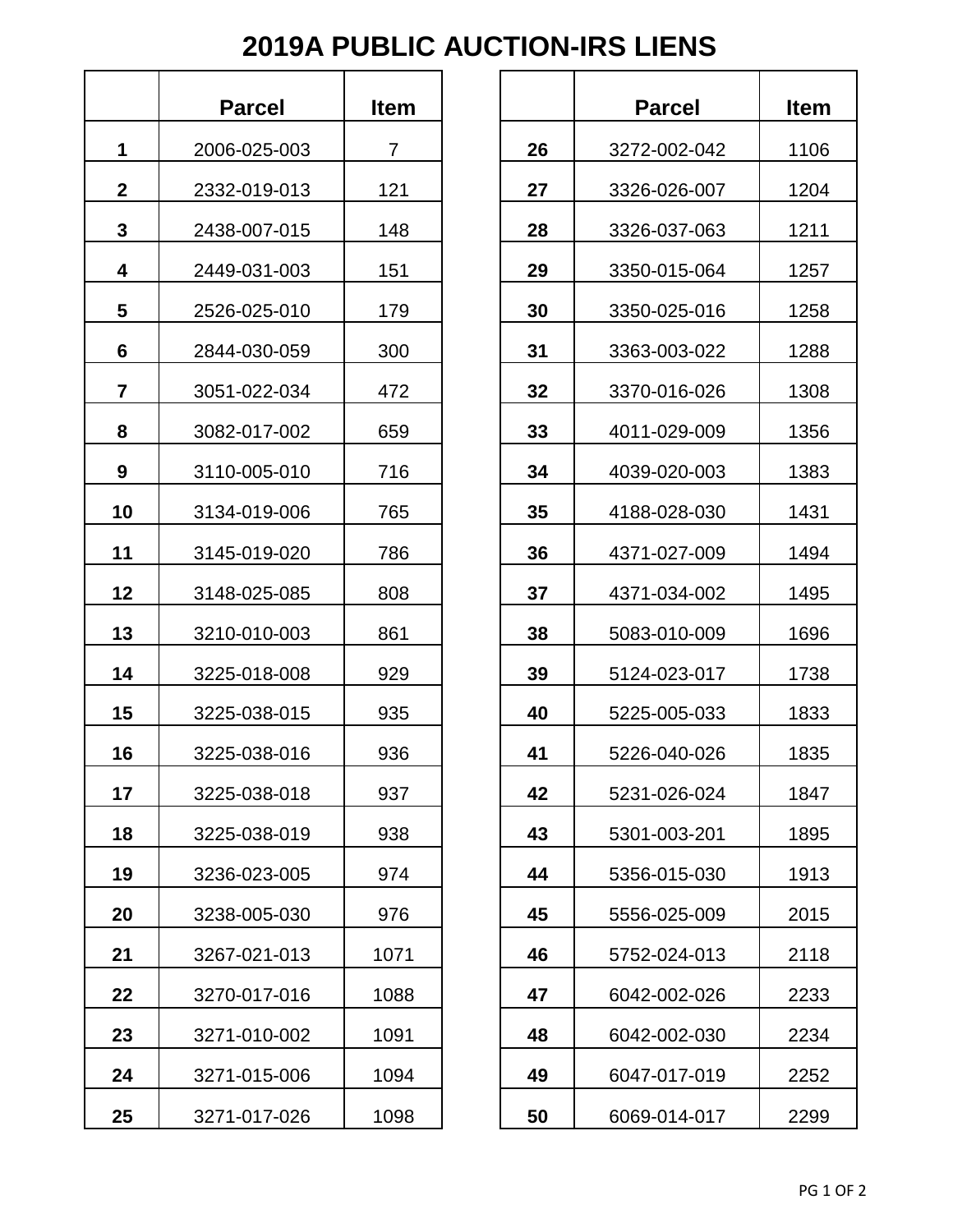# 2019A PUBLIC AUCTION-IRS LIENS

| | Parcel | Item |
|---|---|---|
| **1** | 2006-025-003 | 7 |
| **2** | 2332-019-013 | 121 |
| **3** | 2438-007-015 | 148 |
| **4** | 2449-031-003 | 151 |
| **5** | 2526-025-010 | 179 |
| **6** | 2844-030-059 | 300 |
| **7** | 3051-022-034 | 472 |
| **8** | 3082-017-002 | 659 |
| **9** | 3110-005-010 | 716 |
| **10** | 3134-019-006 | 765 |
| **11** | 3145-019-020 | 786 |
| **12** | 3148-025-085 | 808 |
| **13** | 3210-010-003 | 861 |
| **14** | 3225-018-008 | 929 |
| **15** | 3225-038-015 | 935 |
| **16** | 3225-038-016 | 936 |
| **17** | 3225-038-018 | 937 |
| **18** | 3225-038-019 | 938 |
| **19** | 3236-023-005 | 974 |
| **20** | 3238-005-030 | 976 |
| **21** | 3267-021-013 | 1071 |
| **22** | 3270-017-016 | 1088 |
| **23** | 3271-010-002 | 1091 |
| **24** | 3271-015-006 | 1094 |
| **25** | 3271-017-026 | 1098 |
| **26** | 3272-002-042 | 1106 |
| **27** | 3326-026-007 | 1204 |
| **28** | 3326-037-063 | 1211 |
| **29** | 3350-015-064 | 1257 |
| **30** | 3350-025-016 | 1258 |
| **31** | 3363-003-022 | 1288 |
| **32** | 3370-016-026 | 1308 |
| **33** | 4011-029-009 | 1356 |
| **34** | 4039-020-003 | 1383 |
| **35** | 4188-028-030 | 1431 |
| **36** | 4371-027-009 | 1494 |
| **37** | 4371-034-002 | 1495 |
| **38** | 5083-010-009 | 1696 |
| **39** | 5124-023-017 | 1738 |
| **40** | 5225-005-033 | 1833 |
| **41** | 5226-040-026 | 1835 |
| **42** | 5231-026-024 | 1847 |
| **43** | 5301-003-201 | 1895 |
| **44** | 5356-015-030 | 1913 |
| **45** | 5556-025-009 | 2015 |
| **46** | 5752-024-013 | 2118 |
| **47** | 6042-002-026 | 2233 |
| **48** | 6042-002-030 | 2234 |
| **49** | 6047-017-019 | 2252 |
| **50** | 6069-014-017 | 2299 |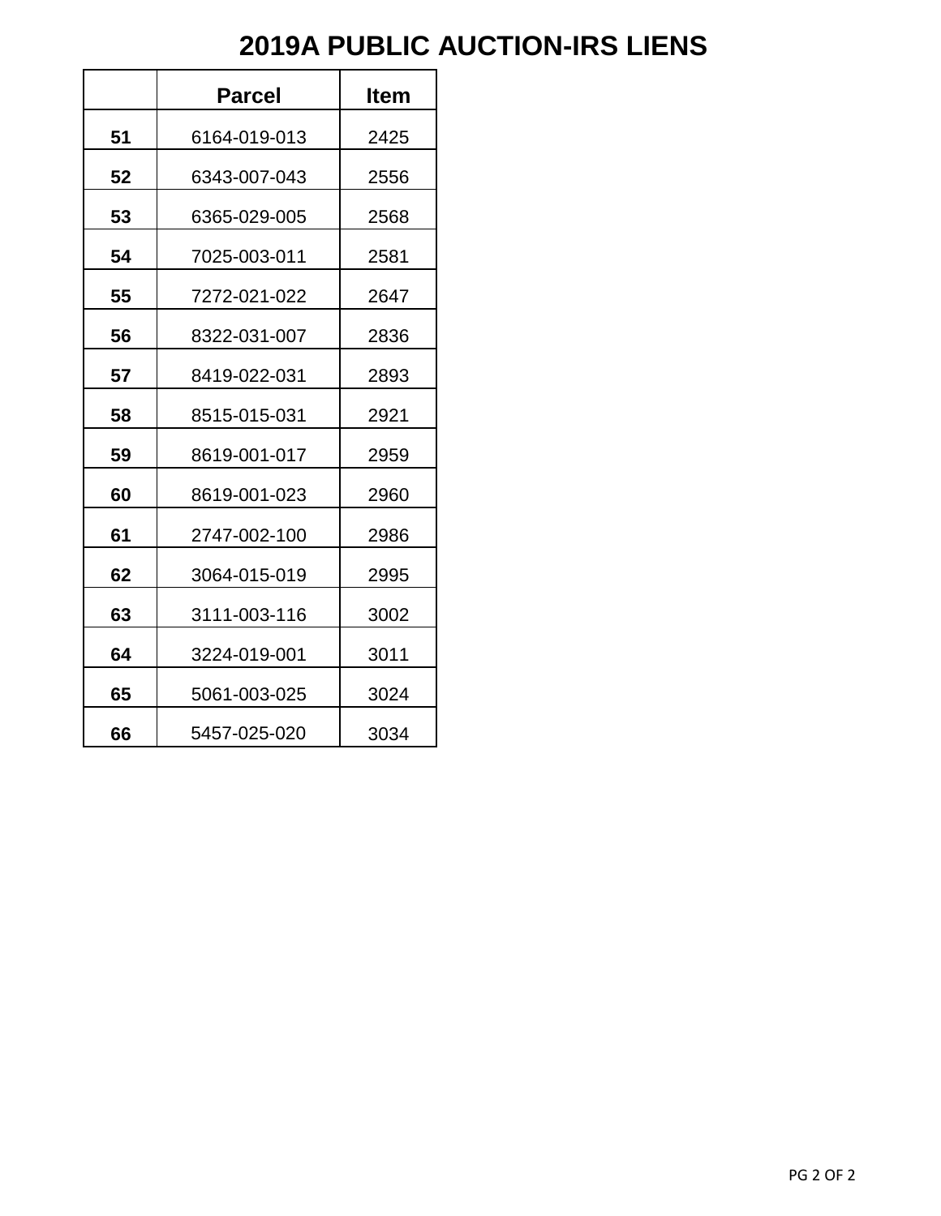# 2019A PUBLIC AUCTION-IRS LIENS

| | Parcel | Item |
|---|---|---|
| **51** | 6164-019-013 | 2425 |
| **52** | 6343-007-043 | 2556 |
| **53** | 6365-029-005 | 2568 |
| **54** | 7025-003-011 | 2581 |
| **55** | 7272-021-022 | 2647 |
| **56** | 8322-031-007 | 2836 |
| **57** | 8419-022-031 | 2893 |
| **58** | 8515-015-031 | 2921 |
| **59** | 8619-001-017 | 2959 |
| **60** | 8619-001-023 | 2960 |
| **61** | 2747-002-100 | 2986 |
| **62** | 3064-015-019 | 2995 |
| **63** | 3111-003-116 | 3002 |
| **64** | 3224-019-001 | 3011 |
| **65** | 5061-003-025 | 3024 |
| **66** | 5457-025-020 | 3034 |